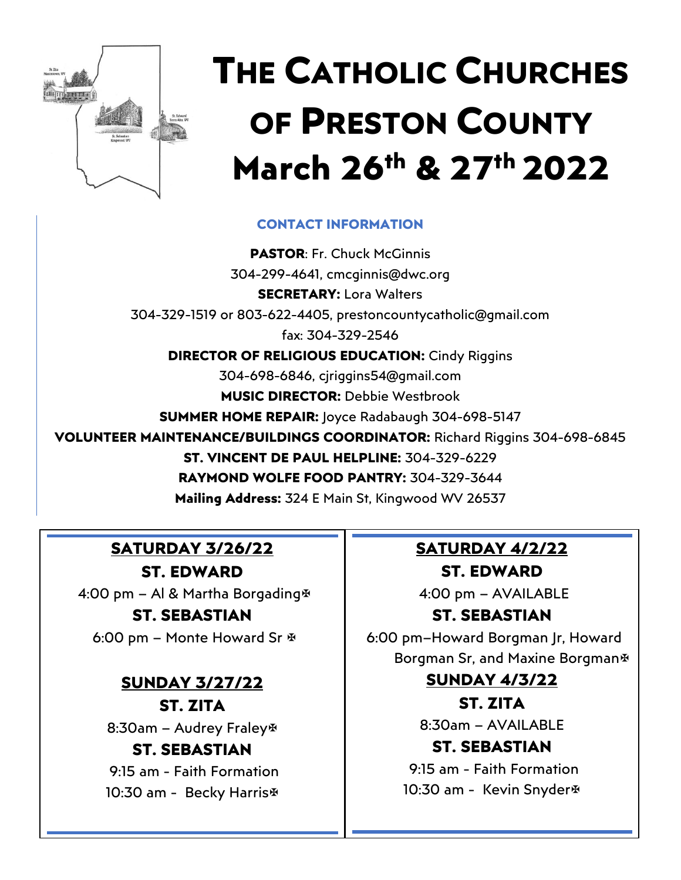# The Catholic Churches of Preston County

# March 26th & 27th 2022

## CONTACT INFORMATION

**PASTOR**: Fr. Chuck McGinnis
304-299-4641, cmcginnis@dwc.org

**SECRETARY:** Lora Walters
304-329-1519 or 803-622-4405, prestoncountycatholic@gmail.com
fax: 304-329-2546

**DIRECTOR OF RELIGIOUS EDUCATION:** Cindy Riggins
304-698-6846, cjriggins54@gmail.com

**MUSIC DIRECTOR:** Debbie Westbrook

**SUMMER HOME REPAIR:** Joyce Radabaugh 304-698-5147

**VOLUNTEER MAINTENANCE/BUILDINGS COORDINATOR:** Richard Riggins 304-698-6845

**ST. VINCENT DE PAUL HELPLINE:** 304-329-6229

**RAYMOND WOLFE FOOD PANTRY:** 304-329-3644

**Mailing Address:** 324 E Main St, Kingwood WV 26537

### SATURDAY 3/26/22

**ST. EDWARD**

4:00 pm – Al & Martha Borgading✠

**ST. SEBASTIAN**

6:00 pm – Monte Howard Sr ✠

### SUNDAY 3/27/22

**ST. ZITA**

8:30am – Audrey Fraley✠

**ST. SEBASTIAN**

9:15 am - Faith Formation

10:30 am - Becky Harris✠

### SATURDAY 4/2/22

**ST. EDWARD**

4:00 pm – AVAILABLE

**ST. SEBASTIAN**

6:00 pm–Howard Borgman Jr, Howard Borgman Sr, and Maxine Borgman✠

### SUNDAY 4/3/22

**ST. ZITA**

8:30am – AVAILABLE

**ST. SEBASTIAN**

9:15 am - Faith Formation

10:30 am - Kevin Snyder✠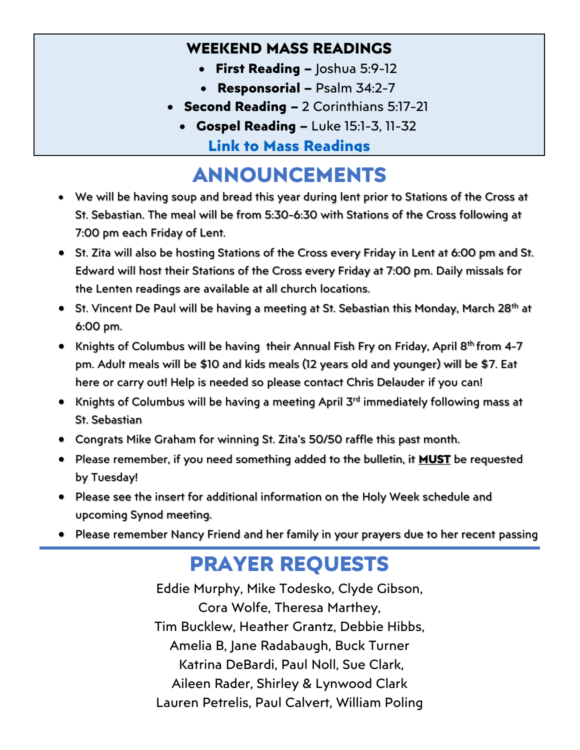## WEEKEND MASS READINGS

- **First Reading –** Joshua 5:9-12
- **Responsorial –** Psalm 34:2-7
- **Second Reading –** 2 Corinthians 5:17-21
- **Gospel Reading –** Luke 15:1-3, 11-32

**Link to Mass Readings**

# ANNOUNCEMENTS

- We will be having soup and bread this year during lent prior to Stations of the Cross at St. Sebastian. The meal will be from 5:30-6:30 with Stations of the Cross following at 7:00 pm each Friday of Lent.
- St. Zita will also be hosting Stations of the Cross every Friday in Lent at 6:00 pm and St. Edward will host their Stations of the Cross every Friday at 7:00 pm. Daily missals for the Lenten readings are available at all church locations.
- St. Vincent De Paul will be having a meeting at St. Sebastian this Monday, March 28th at 6:00 pm.
- Knights of Columbus will be having their Annual Fish Fry on Friday, April 8th from 4-7 pm. Adult meals will be $10 and kids meals (12 years old and younger) will be $7. Eat here or carry out! Help is needed so please contact Chris Delauder if you can!
- Knights of Columbus will be having a meeting April 3rd immediately following mass at St. Sebastian
- Congrats Mike Graham for winning St. Zita's 50/50 raffle this past month.
- Please remember, if you need something added to the bulletin, it **MUST** be requested by Tuesday!
- Please see the insert for additional information on the Holy Week schedule and upcoming Synod meeting.
- Please remember Nancy Friend and her family in your prayers due to her recent passing

# PRAYER REQUESTS

Eddie Murphy, Mike Todesko, Clyde Gibson,
Cora Wolfe, Theresa Marthey,
Tim Bucklew, Heather Grantz, Debbie Hibbs,
Amelia B, Jane Radabaugh, Buck Turner
Katrina DeBardi, Paul Noll, Sue Clark,
Aileen Rader, Shirley & Lynwood Clark
Lauren Petrelis, Paul Calvert, William Poling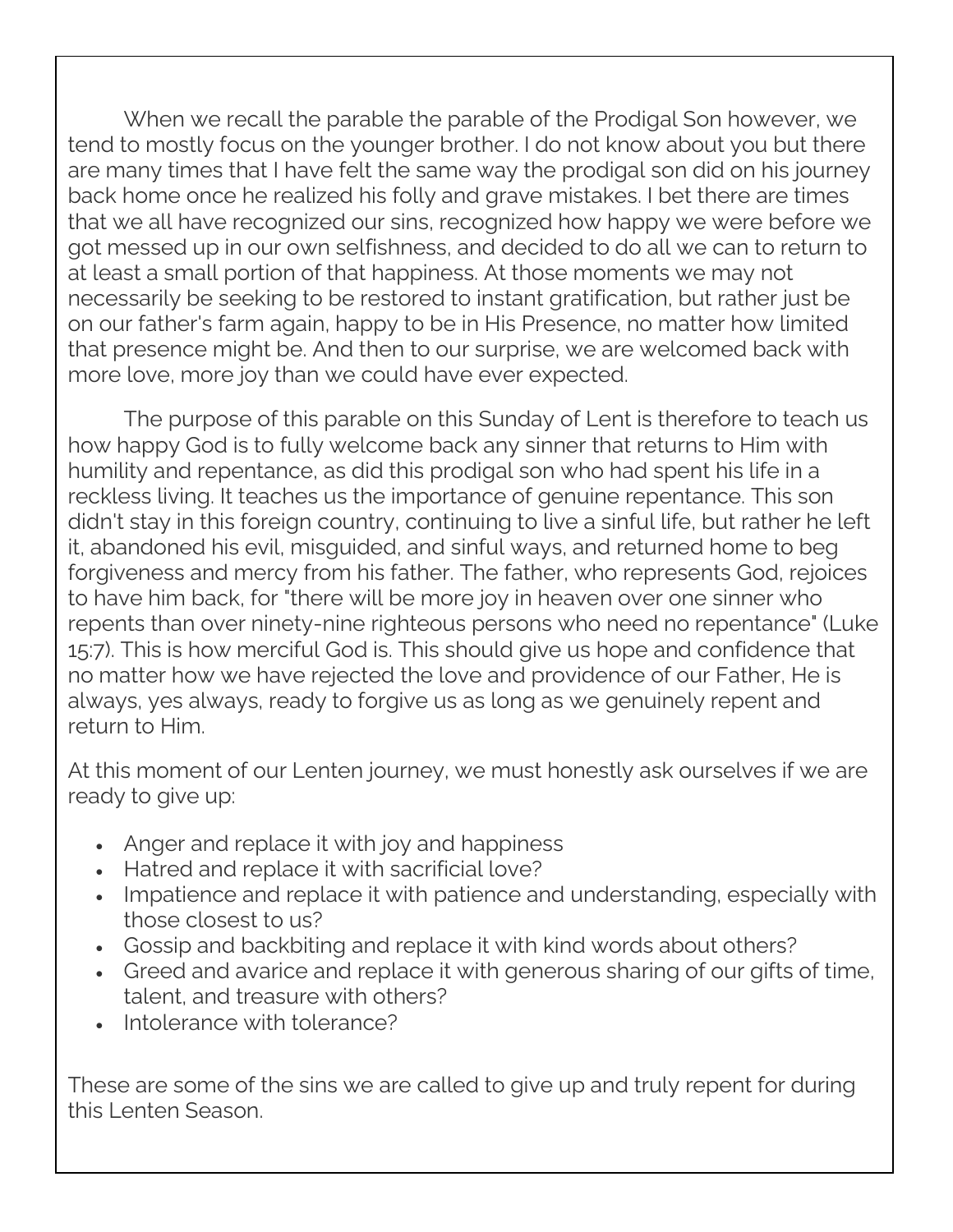When we recall the parable the parable of the Prodigal Son however, we tend to mostly focus on the younger brother. I do not know about you but there are many times that I have felt the same way the prodigal son did on his journey back home once he realized his folly and grave mistakes. I bet there are times that we all have recognized our sins, recognized how happy we were before we got messed up in our own selfishness, and decided to do all we can to return to at least a small portion of that happiness. At those moments we may not necessarily be seeking to be restored to instant gratification, but rather just be on our father's farm again, happy to be in His Presence, no matter how limited that presence might be. And then to our surprise, we are welcomed back with more love, more joy than we could have ever expected.

The purpose of this parable on this Sunday of Lent is therefore to teach us how happy God is to fully welcome back any sinner that returns to Him with humility and repentance, as did this prodigal son who had spent his life in a reckless living. It teaches us the importance of genuine repentance. This son didn't stay in this foreign country, continuing to live a sinful life, but rather he left it, abandoned his evil, misguided, and sinful ways, and returned home to beg forgiveness and mercy from his father. The father, who represents God, rejoices to have him back, for "there will be more joy in heaven over one sinner who repents than over ninety-nine righteous persons who need no repentance" (Luke 15:7). This is how merciful God is. This should give us hope and confidence that no matter how we have rejected the love and providence of our Father, He is always, yes always, ready to forgive us as long as we genuinely repent and return to Him.

At this moment of our Lenten journey, we must honestly ask ourselves if we are ready to give up:

- Anger and replace it with joy and happiness
- Hatred and replace it with sacrificial love?
- Impatience and replace it with patience and understanding, especially with those closest to us?
- Gossip and backbiting and replace it with kind words about others?
- Greed and avarice and replace it with generous sharing of our gifts of time, talent, and treasure with others?
- Intolerance with tolerance?

These are some of the sins we are called to give up and truly repent for during this Lenten Season.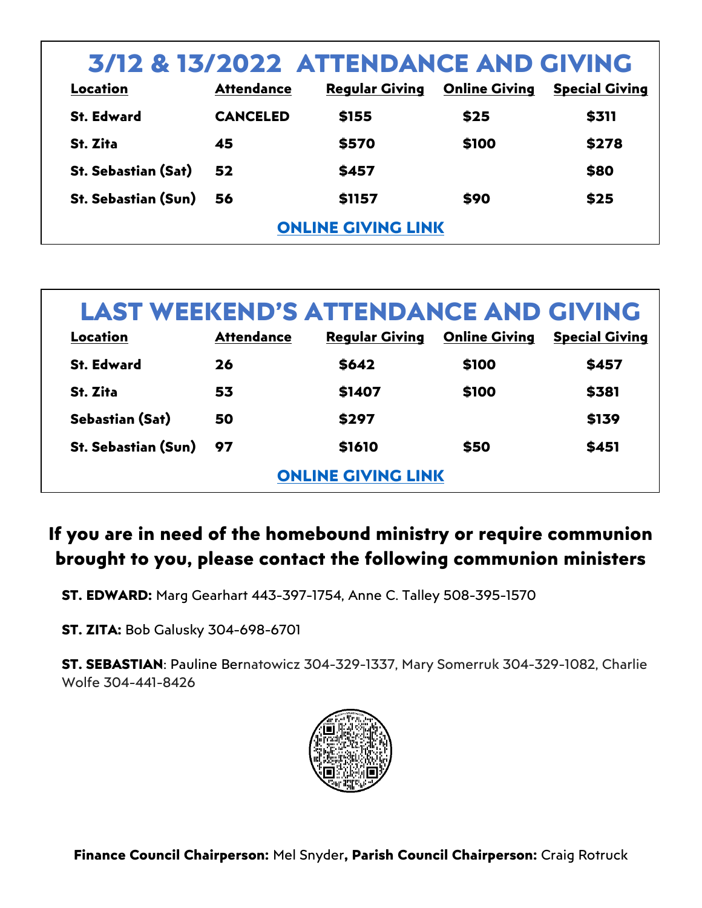## 3/12 & 13/2022 ATTENDANCE AND GIVING

| Location | Attendance | Regular Giving | Online Giving | Special Giving |
|---|---|---|---|---|
| St. Edward | CANCELED | $155 | $25 | $311 |
| St. Zita | 45 | $570 | $100 | $278 |
| St. Sebastian (Sat) | 52 | $457 | | $80 |
| St. Sebastian (Sun) | 56 | $1157 | $90 | $25 |

**ONLINE GIVING LINK**

## LAST WEEKEND'S ATTENDANCE AND GIVING

| Location | Attendance | Regular Giving | Online Giving | Special Giving |
|---|---|---|---|---|
| St. Edward | 26 | $642 | $100 | $457 |
| St. Zita | 53 | $1407 | $100 | $381 |
| Sebastian (Sat) | 50 | $297 | | $139 |
| St. Sebastian (Sun) | 97 | $1610 | $50 | $451 |

**ONLINE GIVING LINK**

### If you are in need of the homebound ministry or require communion brought to you, please contact the following communion ministers

**ST. EDWARD:** Marg Gearhart 443-397-1754, Anne C. Talley 508-395-1570

**ST. ZITA:** Bob Galusky 304-698-6701

**ST. SEBASTIAN**: Pauline Bernatowicz 304-329-1337, Mary Somerruk 304-329-1082, Charlie Wolfe 304-441-8426

**Finance Council Chairperson:** Mel Snyder**, Parish Council Chairperson:** Craig Rotruck